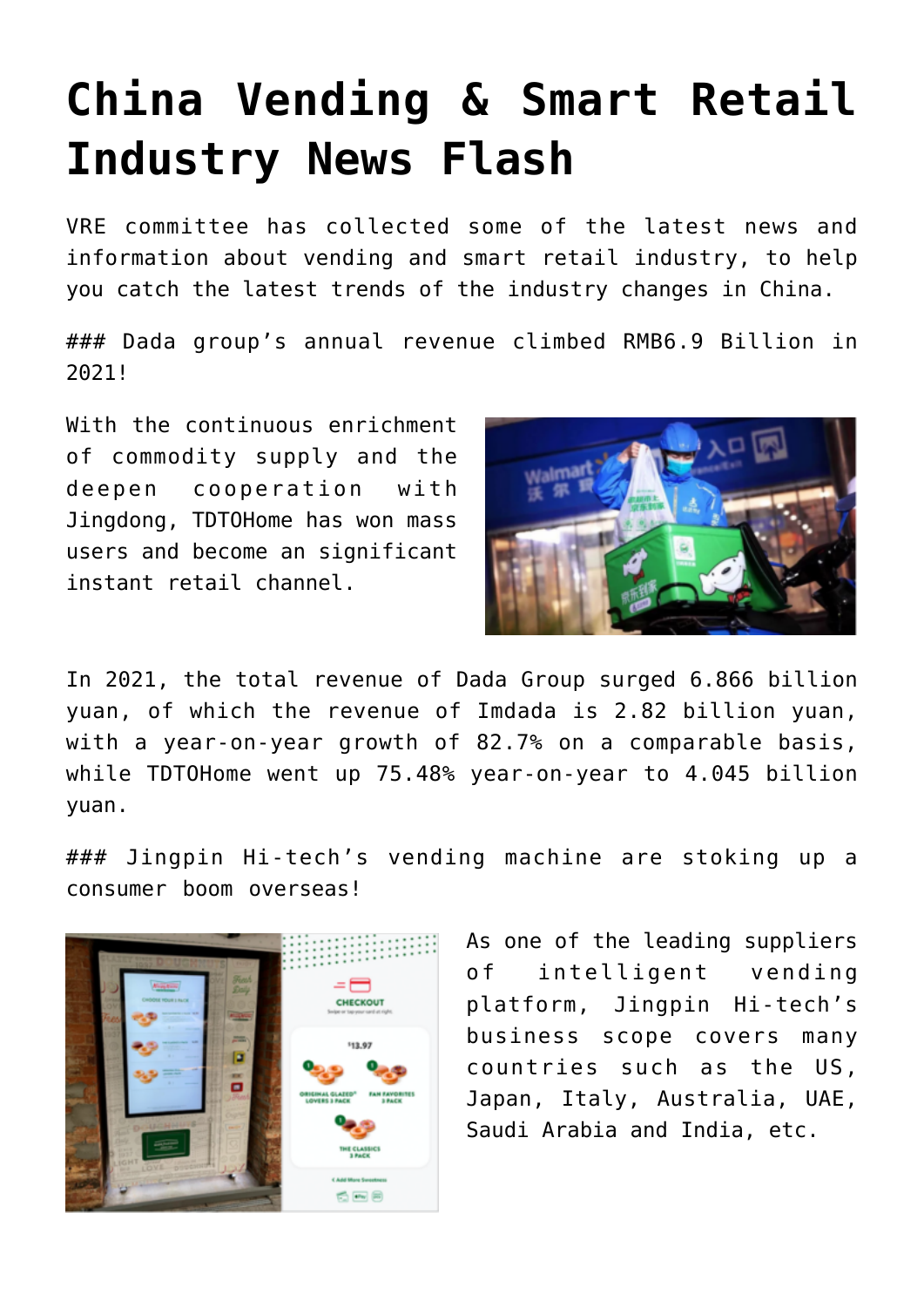# China Vending & Smart Retail Industry News Flash

VRE committee has collected some of the latest news and information about vending and smart retail industry, to help you catch the latest trends of the industry changes in China.

### Dada group's annual revenue climbed RMB6.9 Billion in 2021!

With the continuous enrichment of commodity supply and the deepen cooperation with Jingdong, TDTOHome has won mass users and become an significant instant retail channel.

In 2021, the total revenue of Dada Group surged 6.866 billion yuan, of which the revenue of Imdada is 2.82 billion yuan, with a year-on-year growth of 82.7% on a comparable basis, while TDTOHome went up 75.48% year-on-year to 4.045 billion yuan.

### Jingpin Hi-tech's vending machine are stoking up a consumer boom overseas!

As one of the leading suppliers of intelligent vending platform, Jingpin Hi-tech's business scope covers many countries such as the US, Japan, Italy, Australia, UAE, Saudi Arabia and India, etc.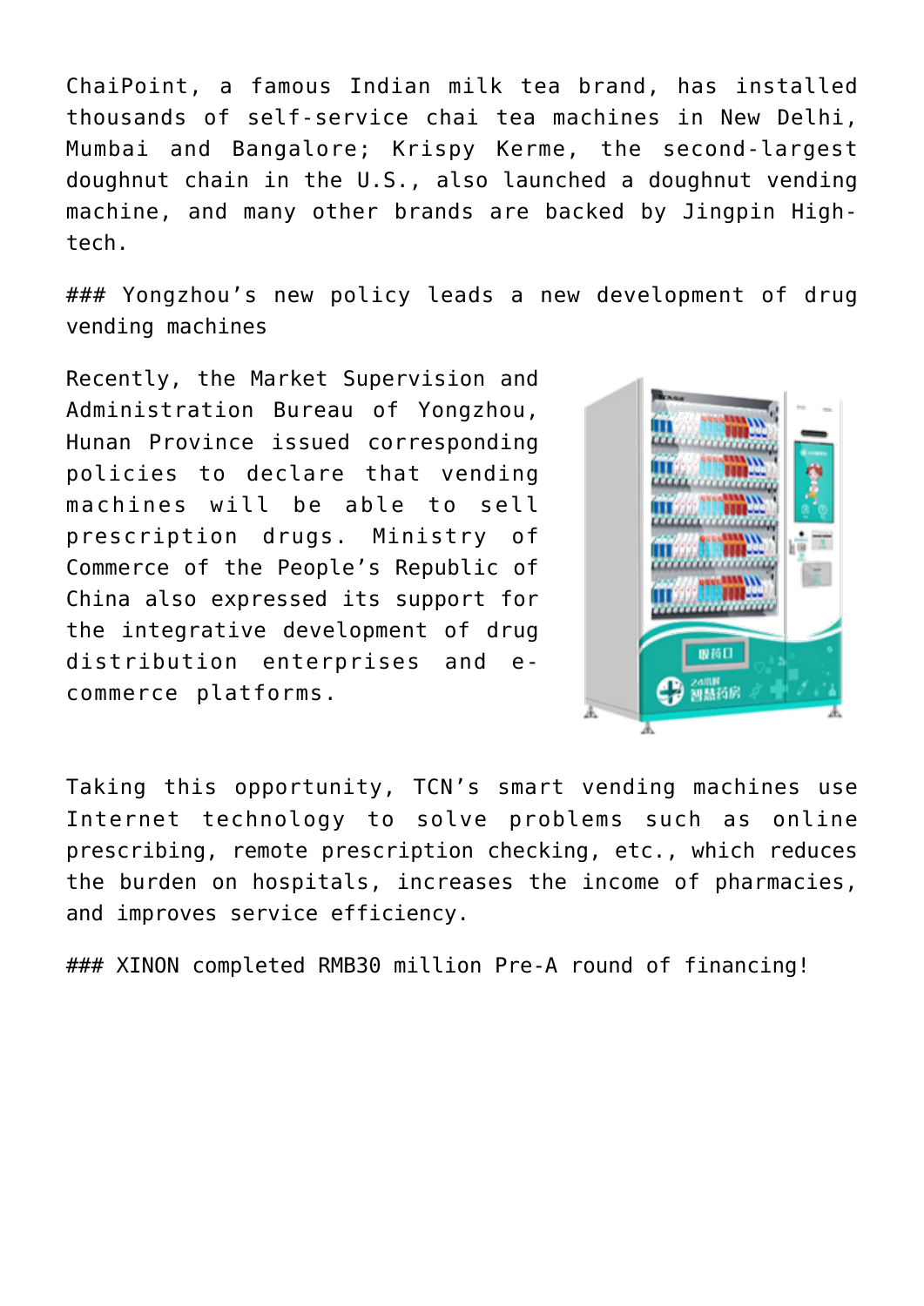ChaiPoint, a famous Indian milk tea brand, has installed thousands of self-service chai tea machines in New Delhi, Mumbai and Bangalore; Krispy Kerme, the second-largest doughnut chain in the U.S., also launched a doughnut vending machine, and many other brands are backed by Jingpin High-tech.

### Yongzhou’s new policy leads a new development of drug vending machines

Recently, the Market Supervision and Administration Bureau of Yongzhou, Hunan Province issued corresponding policies to declare that vending machines will be able to sell prescription drugs. Ministry of Commerce of the People’s Republic of China also expressed its support for the integrative development of drug distribution enterprises and e-commerce platforms.

Taking this opportunity, TCN’s smart vending machines use Internet technology to solve problems such as online prescribing, remote prescription checking, etc., which reduces the burden on hospitals, increases the income of pharmacies, and improves service efficiency.

### XINON completed RMB30 million Pre-A round of financing!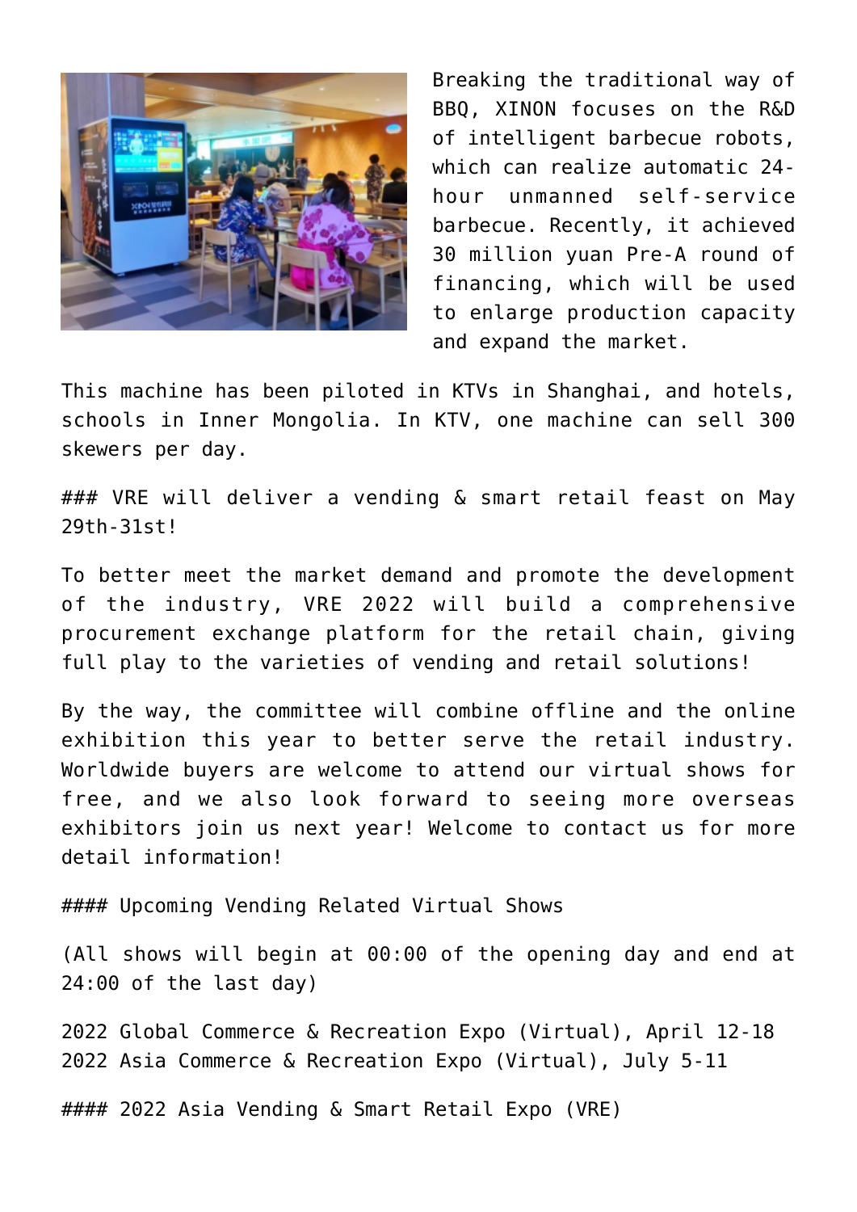Breaking the traditional way of BBQ, XINON focuses on the R&D of intelligent barbecue robots, which can realize automatic 24-hour unmanned self-service barbecue. Recently, it achieved 30 million yuan Pre-A round of financing, which will be used to enlarge production capacity and expand the market.

This machine has been piloted in KTVs in Shanghai, and hotels, schools in Inner Mongolia. In KTV, one machine can sell 300 skewers per day.

### VRE will deliver a vending & smart retail feast on May 29th-31st!

To better meet the market demand and promote the development of the industry, VRE 2022 will build a comprehensive procurement exchange platform for the retail chain, giving full play to the varieties of vending and retail solutions!

By the way, the committee will combine offline and the online exhibition this year to better serve the retail industry. Worldwide buyers are welcome to attend our virtual shows for free, and we also look forward to seeing more overseas exhibitors join us next year! Welcome to contact us for more detail information!

#### Upcoming Vending Related Virtual Shows

(All shows will begin at 00:00 of the opening day and end at 24:00 of the last day)

2022 Global Commerce & Recreation Expo (Virtual), April 12-18
2022 Asia Commerce & Recreation Expo (Virtual), July 5-11

#### 2022 Asia Vending & Smart Retail Expo (VRE)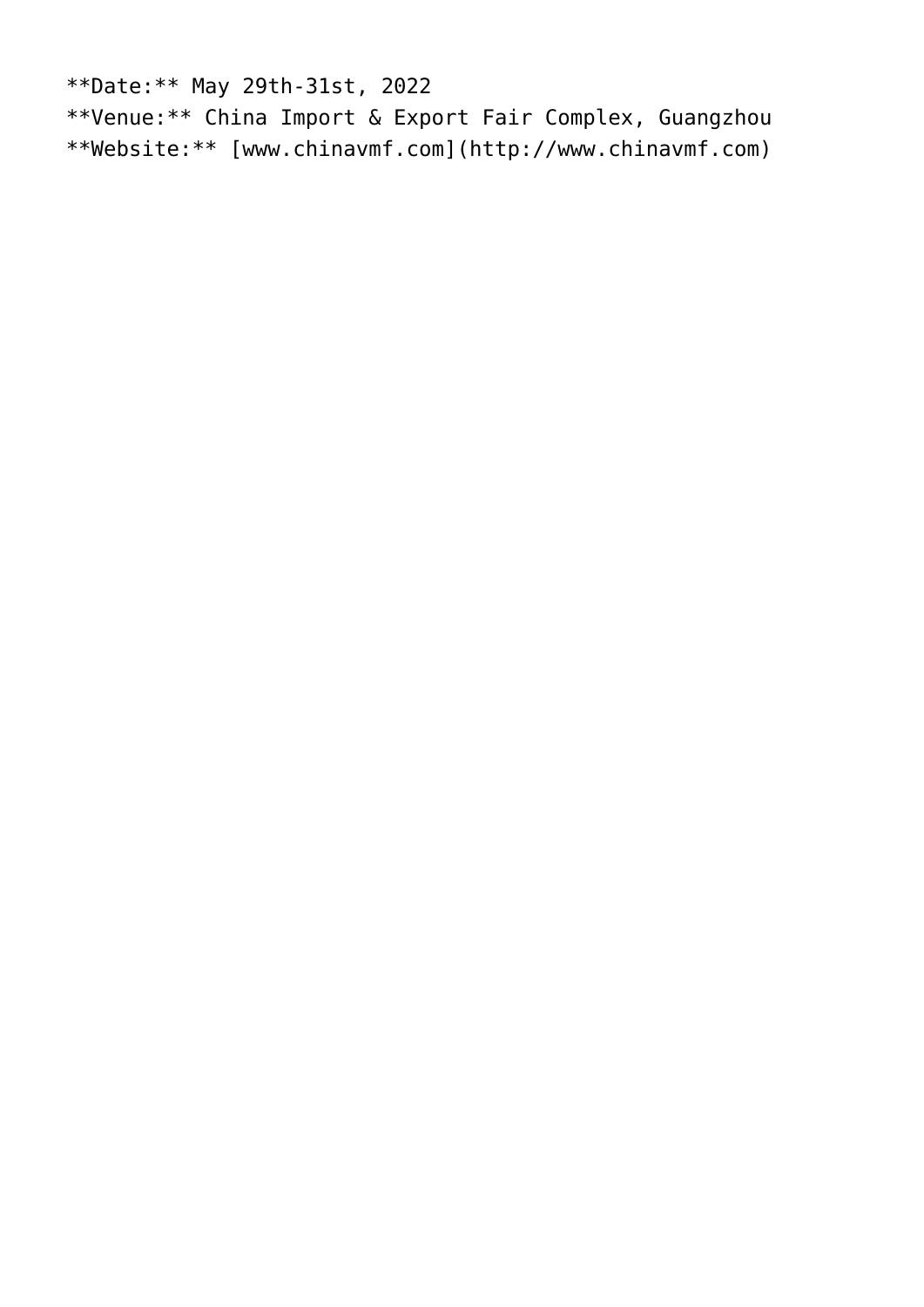**Date:** May 29th-31st, 2022
**Venue:** China Import & Export Fair Complex, Guangzhou
**Website:** [www.chinavmf.com](http://www.chinavmf.com)